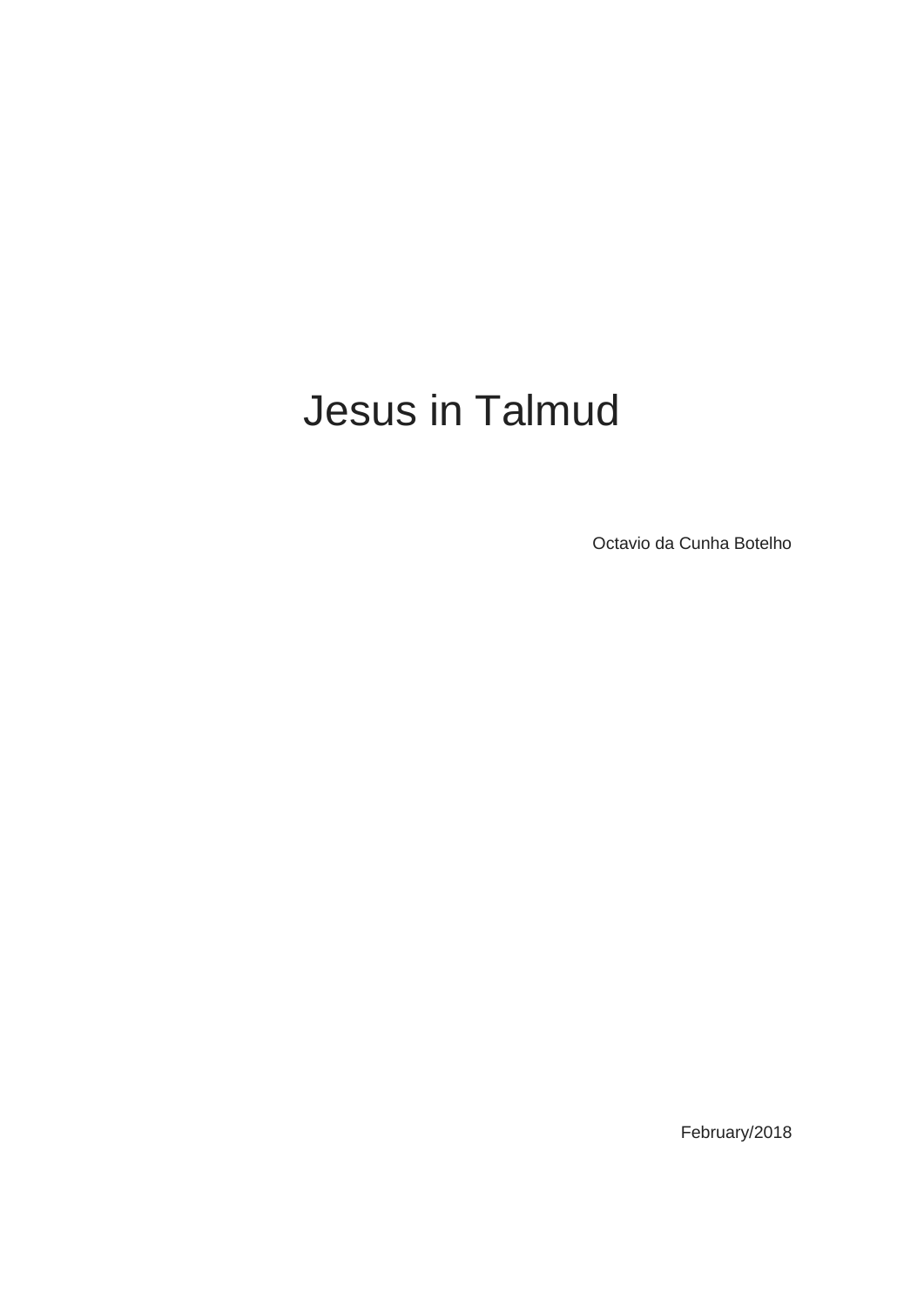# Jesus in Talmud

Octavio da Cunha Botelho

February/2018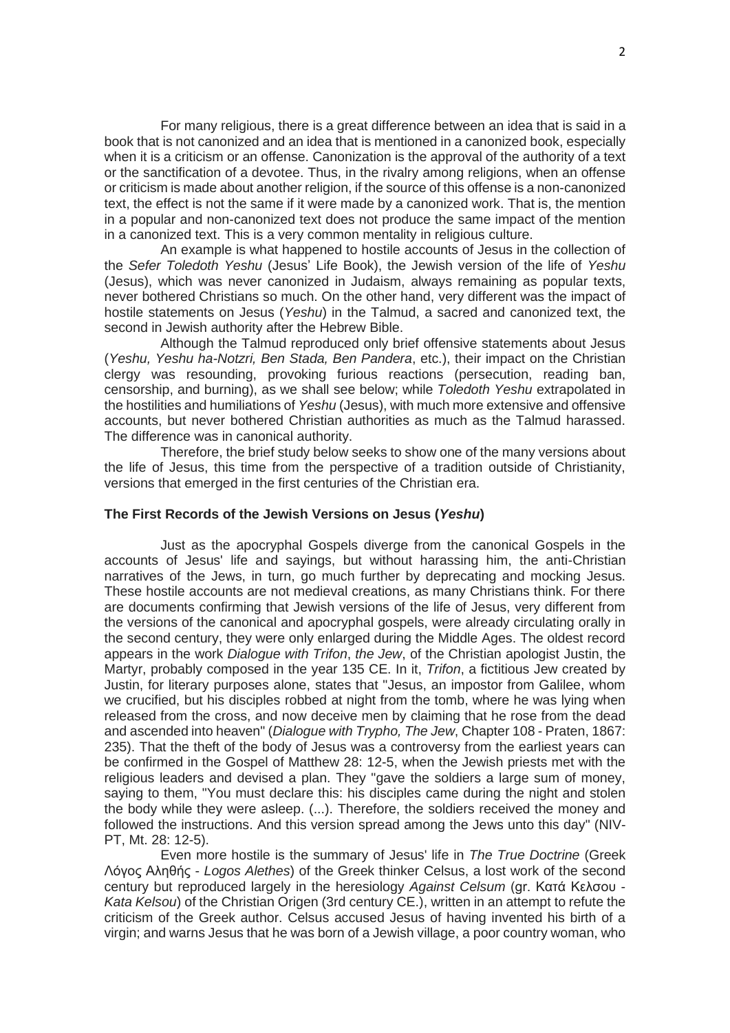For many religious, there is a great difference between an idea that is said in a book that is not canonized and an idea that is mentioned in a canonized book, especially when it is a criticism or an offense. Canonization is the approval of the authority of a text or the sanctification of a devotee. Thus, in the rivalry among religions, when an offense or criticism is made about another religion, if the source of this offense is a non-canonized text, the effect is not the same if it were made by a canonized work. That is, the mention in a popular and non-canonized text does not produce the same impact of the mention in a canonized text. This is a very common mentality in religious culture.

An example is what happened to hostile accounts of Jesus in the collection of the *Sefer Toledoth Yeshu* (Jesus' Life Book), the Jewish version of the life of *Yeshu* (Jesus), which was never canonized in Judaism, always remaining as popular texts, never bothered Christians so much. On the other hand, very different was the impact of hostile statements on Jesus (*Yeshu*) in the Talmud, a sacred and canonized text, the second in Jewish authority after the Hebrew Bible.

Although the Talmud reproduced only brief offensive statements about Jesus (*Yeshu, Yeshu ha-Notzri, Ben Stada, Ben Pandera*, etc.), their impact on the Christian clergy was resounding, provoking furious reactions (persecution, reading ban, censorship, and burning), as we shall see below; while *Toledoth Yeshu* extrapolated in the hostilities and humiliations of *Yeshu* (Jesus), with much more extensive and offensive accounts, but never bothered Christian authorities as much as the Talmud harassed. The difference was in canonical authority.

Therefore, the brief study below seeks to show one of the many versions about the life of Jesus, this time from the perspective of a tradition outside of Christianity, versions that emerged in the first centuries of the Christian era.

### The First Records of the Jewish Versions on Jesus (*Yeshu*)

Just as the apocryphal Gospels diverge from the canonical Gospels in the accounts of Jesus' life and sayings, but without harassing him, the anti-Christian narratives of the Jews, in turn, go much further by deprecating and mocking Jesus. These hostile accounts are not medieval creations, as many Christians think. For there are documents confirming that Jewish versions of the life of Jesus, very different from the versions of the canonical and apocryphal gospels, were already circulating orally in the second century, they were only enlarged during the Middle Ages. The oldest record appears in the work *Dialogue with Trifon*, *the Jew*, of the Christian apologist Justin, the Martyr, probably composed in the year 135 CE. In it, *Trifon*, a fictitious Jew created by Justin, for literary purposes alone, states that "Jesus, an impostor from Galilee, whom we crucified, but his disciples robbed at night from the tomb, where he was lying when released from the cross, and now deceive men by claiming that he rose from the dead and ascended into heaven" (*Dialogue with Trypho, The Jew*, Chapter 108 - Praten, 1867: 235). That the theft of the body of Jesus was a controversy from the earliest years can be confirmed in the Gospel of Matthew 28: 12-5, when the Jewish priests met with the religious leaders and devised a plan. They "gave the soldiers a large sum of money, saying to them, "You must declare this: his disciples came during the night and stolen the body while they were asleep. (...). Therefore, the soldiers received the money and followed the instructions. And this version spread among the Jews unto this day" (NIV-PT, Mt. 28: 12-5).

Even more hostile is the summary of Jesus' life in *The True Doctrine* (Greek Λόγος Αληθής - *Logos Alethes*) of the Greek thinker Celsus, a lost work of the second century but reproduced largely in the heresiology *Against Celsum* (gr. Κατά Κελσου - *Kata Kelsou*) of the Christian Origen (3rd century CE.), written in an attempt to refute the criticism of the Greek author. Celsus accused Jesus of having invented his birth of a virgin; and warns Jesus that he was born of a Jewish village, a poor country woman, who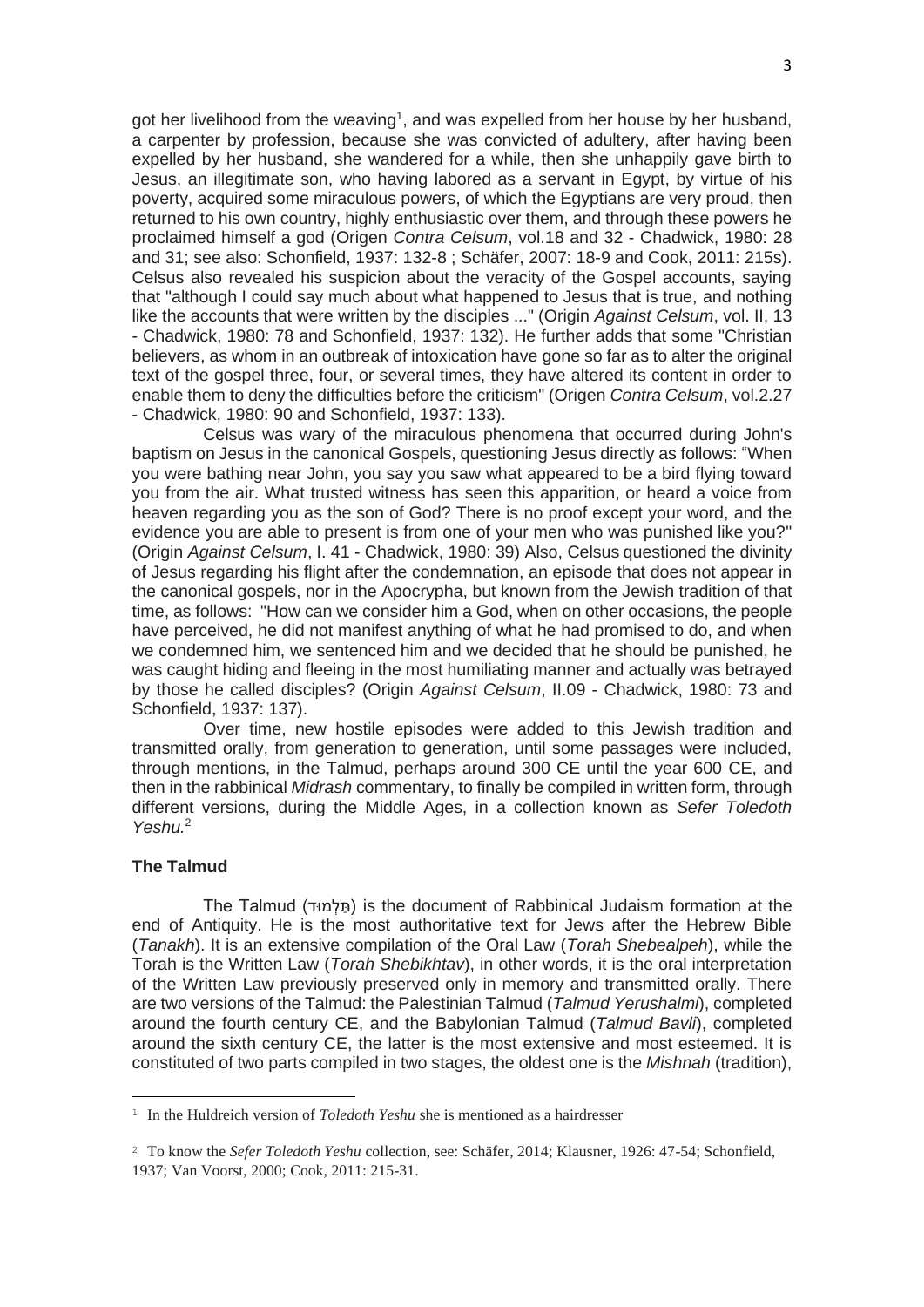got her livelihood from the weaving[1], and was expelled from her house by her husband, a carpenter by profession, because she was convicted of adultery, after having been expelled by her husband, she wandered for a while, then she unhappily gave birth to Jesus, an illegitimate son, who having labored as a servant in Egypt, by virtue of his poverty, acquired some miraculous powers, of which the Egyptians are very proud, then returned to his own country, highly enthusiastic over them, and through these powers he proclaimed himself a god (Origen *Contra Celsum*, vol.18 and 32 - Chadwick, 1980: 28 and 31; see also: Schonfield, 1937: 132-8 ; Schäfer, 2007: 18-9 and Cook, 2011: 215s). Celsus also revealed his suspicion about the veracity of the Gospel accounts, saying that "although I could say much about what happened to Jesus that is true, and nothing like the accounts that were written by the disciples ..." (Origin *Against Celsum*, vol. II, 13 - Chadwick, 1980: 78 and Schonfield, 1937: 132). He further adds that some "Christian believers, as whom in an outbreak of intoxication have gone so far as to alter the original text of the gospel three, four, or several times, they have altered its content in order to enable them to deny the difficulties before the criticism" (Origen *Contra Celsum*, vol.2.27 - Chadwick, 1980: 90 and Schonfield, 1937: 133).

Celsus was wary of the miraculous phenomena that occurred during John's baptism on Jesus in the canonical Gospels, questioning Jesus directly as follows: "When you were bathing near John, you say you saw what appeared to be a bird flying toward you from the air. What trusted witness has seen this apparition, or heard a voice from heaven regarding you as the son of God? There is no proof except your word, and the evidence you are able to present is from one of your men who was punished like you?" (Origin *Against Celsum*, I. 41 - Chadwick, 1980: 39) Also, Celsus questioned the divinity of Jesus regarding his flight after the condemnation, an episode that does not appear in the canonical gospels, nor in the Apocrypha, but known from the Jewish tradition of that time, as follows: "How can we consider him a God, when on other occasions, the people have perceived, he did not manifest anything of what he had promised to do, and when we condemned him, we sentenced him and we decided that he should be punished, he was caught hiding and fleeing in the most humiliating manner and actually was betrayed by those he called disciples? (Origin *Against Celsum*, II.09 - Chadwick, 1980: 73 and Schonfield, 1937: 137).

Over time, new hostile episodes were added to this Jewish tradition and transmitted orally, from generation to generation, until some passages were included, through mentions, in the Talmud, perhaps around 300 CE until the year 600 CE, and then in the rabbinical *Midrash* commentary, to finally be compiled in written form, through different versions, during the Middle Ages, in a collection known as *Sefer Toledoth Yeshu.*[2]

## The Talmud

The Talmud (תַּלְמוּד) is the document of Rabbinical Judaism formation at the end of Antiquity. He is the most authoritative text for Jews after the Hebrew Bible (*Tanakh*). It is an extensive compilation of the Oral Law (*Torah Shebealpeh*), while the Torah is the Written Law (*Torah Shebikhtav*), in other words, it is the oral interpretation of the Written Law previously preserved only in memory and transmitted orally. There are two versions of the Talmud: the Palestinian Talmud (*Talmud Yerushalmi*), completed around the fourth century CE, and the Babylonian Talmud (*Talmud Bavli*), completed around the sixth century CE, the latter is the most extensive and most esteemed. It is constituted of two parts compiled in two stages, the oldest one is the *Mishnah* (tradition),

---

[1] In the Huldreich version of *Toledoth Yeshu* she is mentioned as a hairdresser

[2] To know the *Sefer Toledoth Yeshu* collection, see: Schäfer, 2014; Klausner, 1926: 47-54; Schonfield, 1937; Van Voorst, 2000; Cook, 2011: 215-31.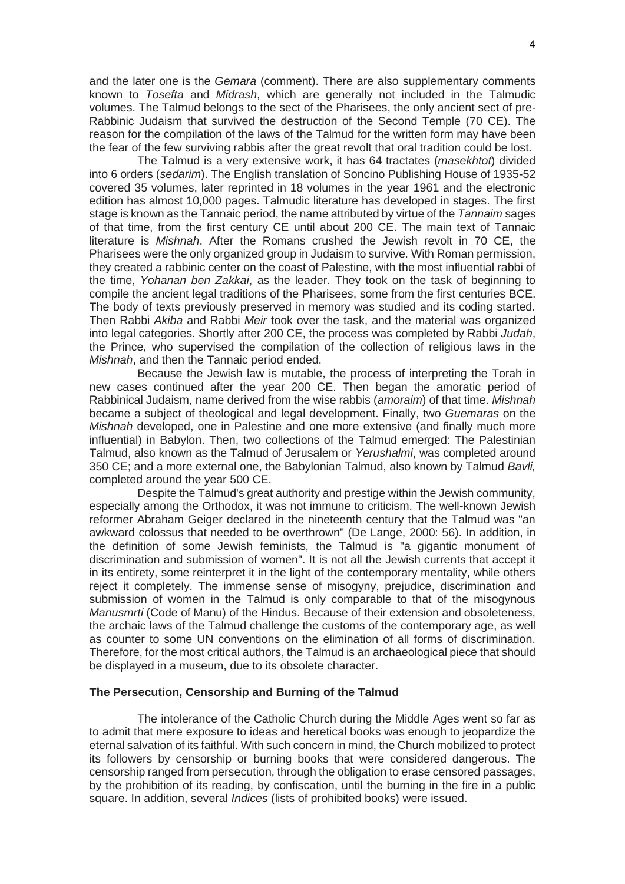and the later one is the *Gemara* (comment). There are also supplementary comments known to *Tosefta* and *Midrash*, which are generally not included in the Talmudic volumes. The Talmud belongs to the sect of the Pharisees, the only ancient sect of pre-Rabbinic Judaism that survived the destruction of the Second Temple (70 CE). The reason for the compilation of the laws of the Talmud for the written form may have been the fear of the few surviving rabbis after the great revolt that oral tradition could be lost.

The Talmud is a very extensive work, it has 64 tractates (*masekhtot*) divided into 6 orders (*sedarim*). The English translation of Soncino Publishing House of 1935-52 covered 35 volumes, later reprinted in 18 volumes in the year 1961 and the electronic edition has almost 10,000 pages. Talmudic literature has developed in stages. The first stage is known as the Tannaic period, the name attributed by virtue of the *Tannaim* sages of that time, from the first century CE until about 200 CE. The main text of Tannaic literature is *Mishnah*. After the Romans crushed the Jewish revolt in 70 CE, the Pharisees were the only organized group in Judaism to survive. With Roman permission, they created a rabbinic center on the coast of Palestine, with the most influential rabbi of the time, *Yohanan ben Zakkai*, as the leader. They took on the task of beginning to compile the ancient legal traditions of the Pharisees, some from the first centuries BCE. The body of texts previously preserved in memory was studied and its coding started. Then Rabbi *Akiba* and Rabbi *Meir* took over the task, and the material was organized into legal categories. Shortly after 200 CE, the process was completed by Rabbi *Judah*, the Prince, who supervised the compilation of the collection of religious laws in the *Mishnah*, and then the Tannaic period ended.

Because the Jewish law is mutable, the process of interpreting the Torah in new cases continued after the year 200 CE. Then began the amoratic period of Rabbinical Judaism, name derived from the wise rabbis (*amoraim*) of that time. *Mishnah* became a subject of theological and legal development. Finally, two *Guemaras* on the *Mishnah* developed, one in Palestine and one more extensive (and finally much more influential) in Babylon. Then, two collections of the Talmud emerged: The Palestinian Talmud, also known as the Talmud of Jerusalem or *Yerushalmi*, was completed around 350 CE; and a more external one, the Babylonian Talmud, also known by Talmud *Bavli,* completed around the year 500 CE.

Despite the Talmud's great authority and prestige within the Jewish community, especially among the Orthodox, it was not immune to criticism. The well-known Jewish reformer Abraham Geiger declared in the nineteenth century that the Talmud was "an awkward colossus that needed to be overthrown" (De Lange, 2000: 56). In addition, in the definition of some Jewish feminists, the Talmud is "a gigantic monument of discrimination and submission of women". It is not all the Jewish currents that accept it in its entirety, some reinterpret it in the light of the contemporary mentality, while others reject it completely. The immense sense of misogyny, prejudice, discrimination and submission of women in the Talmud is only comparable to that of the misogynous *Manusmrti* (Code of Manu) of the Hindus. Because of their extension and obsoleteness, the archaic laws of the Talmud challenge the customs of the contemporary age, as well as counter to some UN conventions on the elimination of all forms of discrimination. Therefore, for the most critical authors, the Talmud is an archaeological piece that should be displayed in a museum, due to its obsolete character.

**The Persecution, Censorship and Burning of the Talmud**

The intolerance of the Catholic Church during the Middle Ages went so far as to admit that mere exposure to ideas and heretical books was enough to jeopardize the eternal salvation of its faithful. With such concern in mind, the Church mobilized to protect its followers by censorship or burning books that were considered dangerous. The censorship ranged from persecution, through the obligation to erase censored passages, by the prohibition of its reading, by confiscation, until the burning in the fire in a public square. In addition, several *Indices* (lists of prohibited books) were issued.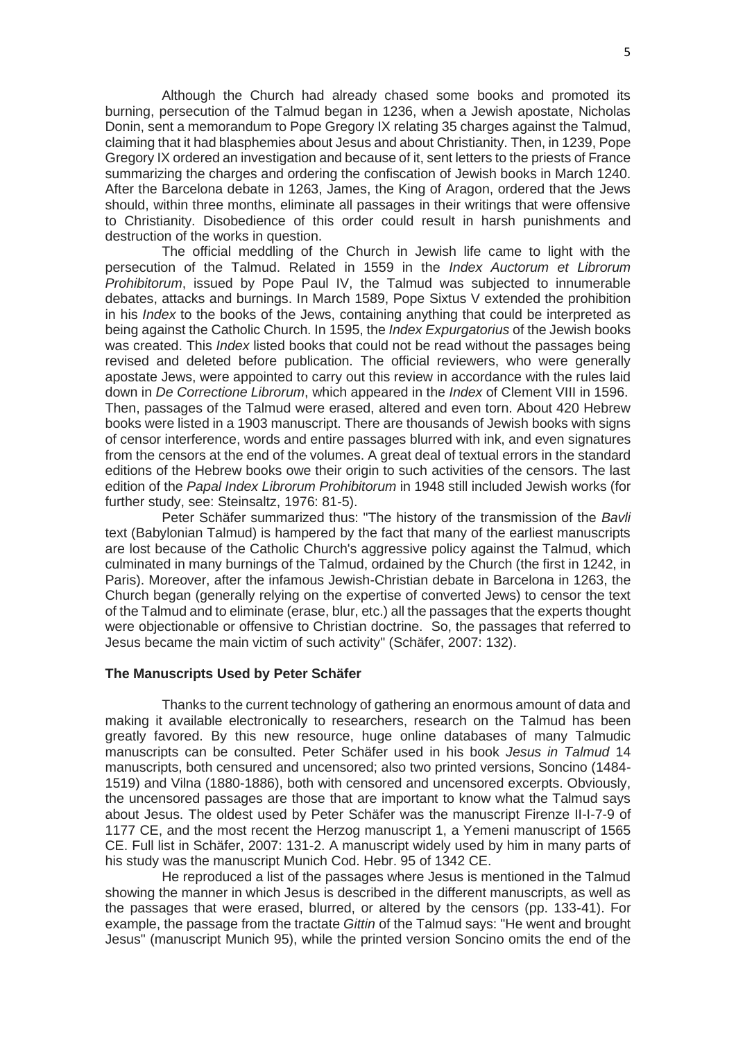Although the Church had already chased some books and promoted its burning, persecution of the Talmud began in 1236, when a Jewish apostate, Nicholas Donin, sent a memorandum to Pope Gregory IX relating 35 charges against the Talmud, claiming that it had blasphemies about Jesus and about Christianity. Then, in 1239, Pope Gregory IX ordered an investigation and because of it, sent letters to the priests of France summarizing the charges and ordering the confiscation of Jewish books in March 1240. After the Barcelona debate in 1263, James, the King of Aragon, ordered that the Jews should, within three months, eliminate all passages in their writings that were offensive to Christianity. Disobedience of this order could result in harsh punishments and destruction of the works in question.

The official meddling of the Church in Jewish life came to light with the persecution of the Talmud. Related in 1559 in the *Index Auctorum et Librorum Prohibitorum*, issued by Pope Paul IV, the Talmud was subjected to innumerable debates, attacks and burnings. In March 1589, Pope Sixtus V extended the prohibition in his *Index* to the books of the Jews, containing anything that could be interpreted as being against the Catholic Church. In 1595, the *Index Expurgatorius* of the Jewish books was created. This *Index* listed books that could not be read without the passages being revised and deleted before publication. The official reviewers, who were generally apostate Jews, were appointed to carry out this review in accordance with the rules laid down in *De Correctione Librorum*, which appeared in the *Index* of Clement VIII in 1596. Then, passages of the Talmud were erased, altered and even torn. About 420 Hebrew books were listed in a 1903 manuscript. There are thousands of Jewish books with signs of censor interference, words and entire passages blurred with ink, and even signatures from the censors at the end of the volumes. A great deal of textual errors in the standard editions of the Hebrew books owe their origin to such activities of the censors. The last edition of the *Papal Index Librorum Prohibitorum* in 1948 still included Jewish works (for further study, see: Steinsaltz, 1976: 81-5).

Peter Schäfer summarized thus: "The history of the transmission of the *Bavli* text (Babylonian Talmud) is hampered by the fact that many of the earliest manuscripts are lost because of the Catholic Church's aggressive policy against the Talmud, which culminated in many burnings of the Talmud, ordained by the Church (the first in 1242, in Paris). Moreover, after the infamous Jewish-Christian debate in Barcelona in 1263, the Church began (generally relying on the expertise of converted Jews) to censor the text of the Talmud and to eliminate (erase, blur, etc.) all the passages that the experts thought were objectionable or offensive to Christian doctrine. So, the passages that referred to Jesus became the main victim of such activity" (Schäfer, 2007: 132).

### The Manuscripts Used by Peter Schäfer

Thanks to the current technology of gathering an enormous amount of data and making it available electronically to researchers, research on the Talmud has been greatly favored. By this new resource, huge online databases of many Talmudic manuscripts can be consulted. Peter Schäfer used in his book *Jesus in Talmud* 14 manuscripts, both censured and uncensored; also two printed versions, Soncino (1484-1519) and Vilna (1880-1886), both with censored and uncensored excerpts. Obviously, the uncensored passages are those that are important to know what the Talmud says about Jesus. The oldest used by Peter Schäfer was the manuscript Firenze II-I-7-9 of 1177 CE, and the most recent the Herzog manuscript 1, a Yemeni manuscript of 1565 CE. Full list in Schäfer, 2007: 131-2. A manuscript widely used by him in many parts of his study was the manuscript Munich Cod. Hebr. 95 of 1342 CE.

He reproduced a list of the passages where Jesus is mentioned in the Talmud showing the manner in which Jesus is described in the different manuscripts, as well as the passages that were erased, blurred, or altered by the censors (pp. 133-41). For example, the passage from the tractate *Gittin* of the Talmud says: "He went and brought Jesus" (manuscript Munich 95), while the printed version Soncino omits the end of the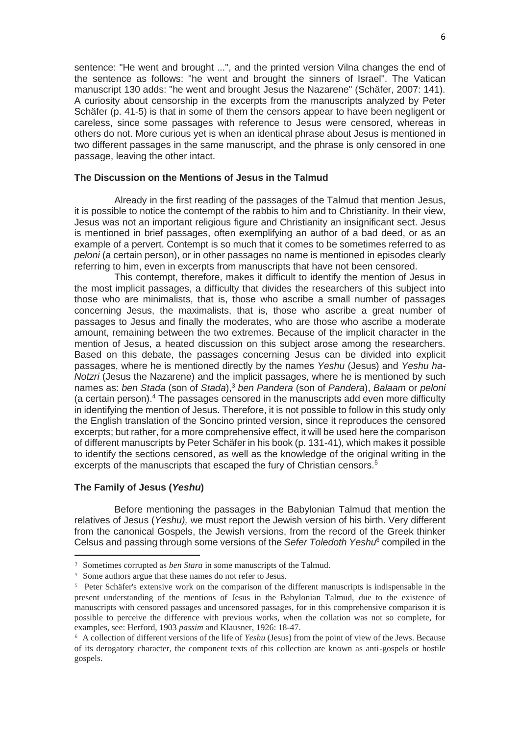sentence: "He went and brought ...", and the printed version Vilna changes the end of the sentence as follows: "he went and brought the sinners of Israel". The Vatican manuscript 130 adds: "he went and brought Jesus the Nazarene" (Schäfer, 2007: 141). A curiosity about censorship in the excerpts from the manuscripts analyzed by Peter Schäfer (p. 41-5) is that in some of them the censors appear to have been negligent or careless, since some passages with reference to Jesus were censored, whereas in others do not. More curious yet is when an identical phrase about Jesus is mentioned in two different passages in the same manuscript, and the phrase is only censored in one passage, leaving the other intact.

### The Discussion on the Mentions of Jesus in the Talmud

Already in the first reading of the passages of the Talmud that mention Jesus, it is possible to notice the contempt of the rabbis to him and to Christianity. In their view, Jesus was not an important religious figure and Christianity an insignificant sect. Jesus is mentioned in brief passages, often exemplifying an author of a bad deed, or as an example of a pervert. Contempt is so much that it comes to be sometimes referred to as *peloni* (a certain person), or in other passages no name is mentioned in episodes clearly referring to him, even in excerpts from manuscripts that have not been censored.

This contempt, therefore, makes it difficult to identify the mention of Jesus in the most implicit passages, a difficulty that divides the researchers of this subject into those who are minimalists, that is, those who ascribe a small number of passages concerning Jesus, the maximalists, that is, those who ascribe a great number of passages to Jesus and finally the moderates, who are those who ascribe a moderate amount, remaining between the two extremes. Because of the implicit character in the mention of Jesus, a heated discussion on this subject arose among the researchers. Based on this debate, the passages concerning Jesus can be divided into explicit passages, where he is mentioned directly by the names *Yeshu* (Jesus) and *Yeshu ha-Notzri* (Jesus the Nazarene) and the implicit passages, where he is mentioned by such names as: *ben Stada* (son of *Stada*),[3] *ben Pandera* (son of *Pandera*), *Balaam* or *peloni* (a certain person).[4] The passages censored in the manuscripts add even more difficulty in identifying the mention of Jesus. Therefore, it is not possible to follow in this study only the English translation of the Soncino printed version, since it reproduces the censored excerpts; but rather, for a more comprehensive effect, it will be used here the comparison of different manuscripts by Peter Schäfer in his book (p. 131-41), which makes it possible to identify the sections censored, as well as the knowledge of the original writing in the excerpts of the manuscripts that escaped the fury of Christian censors.[5]

### The Family of Jesus (*Yeshu*)

Before mentioning the passages in the Babylonian Talmud that mention the relatives of Jesus (*Yeshu),* we must report the Jewish version of his birth. Very different from the canonical Gospels, the Jewish versions, from the record of the Greek thinker Celsus and passing through some versions of the *Sefer Toledoth Yeshu*[6] compiled in the

---

[3] Sometimes corrupted as *ben Stara* in some manuscripts of the Talmud.

[4] Some authors argue that these names do not refer to Jesus.

[5] Peter Schäfer's extensive work on the comparison of the different manuscripts is indispensable in the present understanding of the mentions of Jesus in the Babylonian Talmud, due to the existence of manuscripts with censored passages and uncensored passages, for in this comprehensive comparison it is possible to perceive the difference with previous works, when the collation was not so complete, for examples, see: Herford, 1903 *passim* and Klausner, 1926: 18-47.

[6] A collection of different versions of the life of *Yeshu* (Jesus) from the point of view of the Jews. Because of its derogatory character, the component texts of this collection are known as anti-gospels or hostile gospels.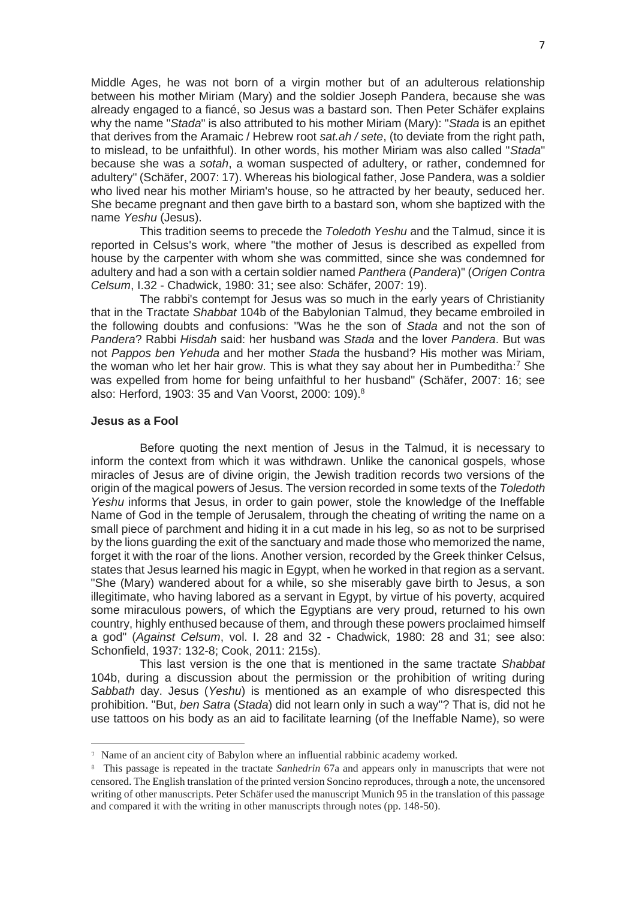Middle Ages, he was not born of a virgin mother but of an adulterous relationship between his mother Miriam (Mary) and the soldier Joseph Pandera, because she was already engaged to a fiancé, so Jesus was a bastard son. Then Peter Schäfer explains why the name "*Stada*" is also attributed to his mother Miriam (Mary): "*Stada* is an epithet that derives from the Aramaic / Hebrew root *sat.ah / sete*, (to deviate from the right path, to mislead, to be unfaithful). In other words, his mother Miriam was also called "*Stada*" because she was a *sotah*, a woman suspected of adultery, or rather, condemned for adultery" (Schäfer, 2007: 17). Whereas his biological father, Jose Pandera, was a soldier who lived near his mother Miriam's house, so he attracted by her beauty, seduced her. She became pregnant and then gave birth to a bastard son, whom she baptized with the name *Yeshu* (Jesus).

This tradition seems to precede the *Toledoth Yeshu* and the Talmud, since it is reported in Celsus's work, where "the mother of Jesus is described as expelled from house by the carpenter with whom she was committed, since she was condemned for adultery and had a son with a certain soldier named *Panthera* (*Pandera*)" (*Origen Contra Celsum*, I.32 - Chadwick, 1980: 31; see also: Schäfer, 2007: 19).

The rabbi's contempt for Jesus was so much in the early years of Christianity that in the Tractate *Shabbat* 104b of the Babylonian Talmud, they became embroiled in the following doubts and confusions: "Was he the son of *Stada* and not the son of *Pandera*? Rabbi *Hisdah* said: her husband was *Stada* and the lover *Pandera*. But was not *Pappos ben Yehuda* and her mother *Stada* the husband? His mother was Miriam, the woman who let her hair grow. This is what they say about her in Pumbeditha:[7] She was expelled from home for being unfaithful to her husband" (Schäfer, 2007: 16; see also: Herford, 1903: 35 and Van Voorst, 2000: 109).[8]

### Jesus as a Fool

Before quoting the next mention of Jesus in the Talmud, it is necessary to inform the context from which it was withdrawn. Unlike the canonical gospels, whose miracles of Jesus are of divine origin, the Jewish tradition records two versions of the origin of the magical powers of Jesus. The version recorded in some texts of the *Toledoth Yeshu* informs that Jesus, in order to gain power, stole the knowledge of the Ineffable Name of God in the temple of Jerusalem, through the cheating of writing the name on a small piece of parchment and hiding it in a cut made in his leg, so as not to be surprised by the lions guarding the exit of the sanctuary and made those who memorized the name, forget it with the roar of the lions. Another version, recorded by the Greek thinker Celsus, states that Jesus learned his magic in Egypt, when he worked in that region as a servant. "She (Mary) wandered about for a while, so she miserably gave birth to Jesus, a son illegitimate, who having labored as a servant in Egypt, by virtue of his poverty, acquired some miraculous powers, of which the Egyptians are very proud, returned to his own country, highly enthused because of them, and through these powers proclaimed himself a god" (*Against Celsum*, vol. I. 28 and 32 - Chadwick, 1980: 28 and 31; see also: Schonfield, 1937: 132-8; Cook, 2011: 215s).

This last version is the one that is mentioned in the same tractate *Shabbat* 104b, during a discussion about the permission or the prohibition of writing during *Sabbath* day. Jesus (*Yeshu*) is mentioned as an example of who disrespected this prohibition. "But, *ben Satra* (*Stada*) did not learn only in such a way"? That is, did not he use tattoos on his body as an aid to facilitate learning (of the Ineffable Name), so were

---

[7] Name of an ancient city of Babylon where an influential rabbinic academy worked.

[8] This passage is repeated in the tractate *Sanhedrin* 67a and appears only in manuscripts that were not censored. The English translation of the printed version Soncino reproduces, through a note, the uncensored writing of other manuscripts. Peter Schäfer used the manuscript Munich 95 in the translation of this passage and compared it with the writing in other manuscripts through notes (pp. 148-50).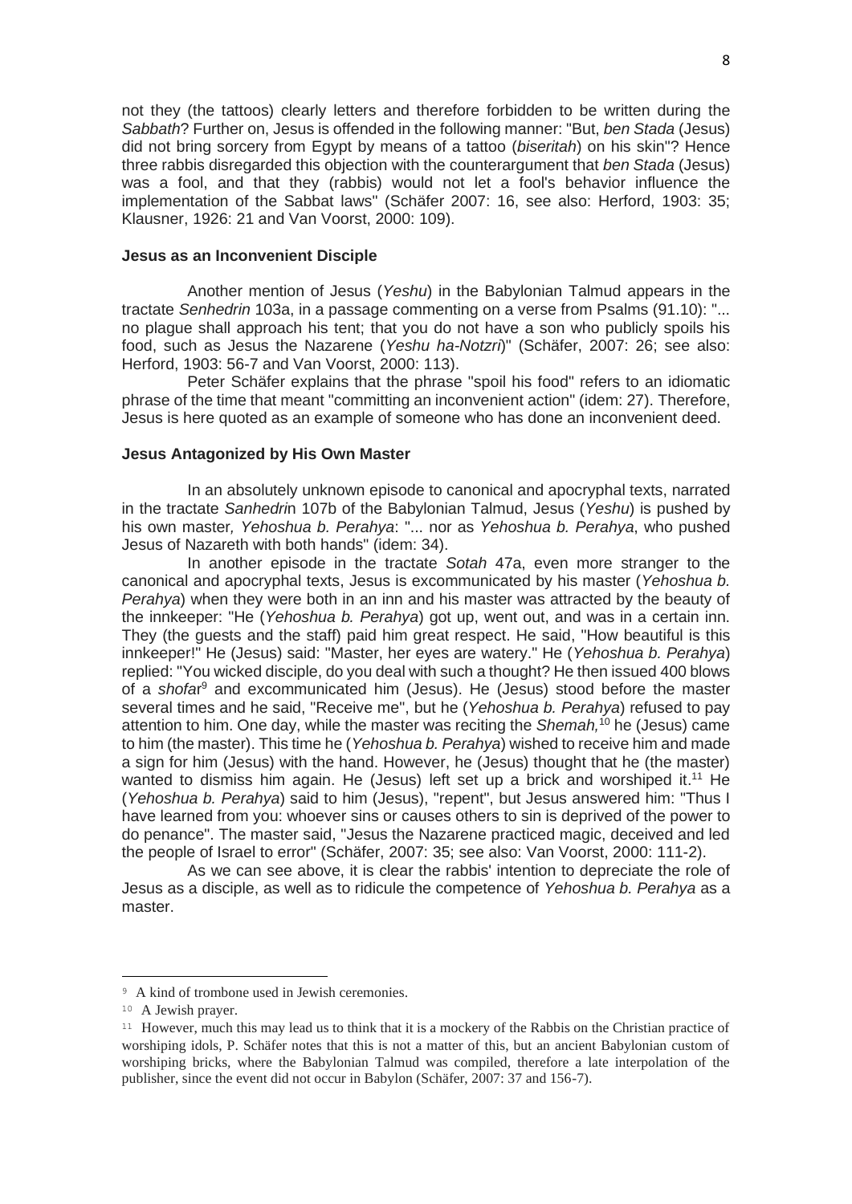not they (the tattoos) clearly letters and therefore forbidden to be written during the *Sabbath*? Further on, Jesus is offended in the following manner: "But, *ben Stada* (Jesus) did not bring sorcery from Egypt by means of a tattoo (*biseritah*) on his skin"? Hence three rabbis disregarded this objection with the counterargument that *ben Stada* (Jesus) was a fool, and that they (rabbis) would not let a fool's behavior influence the implementation of the Sabbat laws" (Schäfer 2007: 16, see also: Herford, 1903: 35; Klausner, 1926: 21 and Van Voorst, 2000: 109).

### Jesus as an Inconvenient Disciple

Another mention of Jesus (*Yeshu*) in the Babylonian Talmud appears in the tractate *Senhedrin* 103a, in a passage commenting on a verse from Psalms (91.10): "... no plague shall approach his tent; that you do not have a son who publicly spoils his food, such as Jesus the Nazarene (*Yeshu ha-Notzri*)" (Schäfer, 2007: 26; see also: Herford, 1903: 56-7 and Van Voorst, 2000: 113).

Peter Schäfer explains that the phrase "spoil his food" refers to an idiomatic phrase of the time that meant "committing an inconvenient action" (idem: 27). Therefore, Jesus is here quoted as an example of someone who has done an inconvenient deed.

### Jesus Antagonized by His Own Master

In an absolutely unknown episode to canonical and apocryphal texts, narrated in the tractate *Sanhedri*n 107b of the Babylonian Talmud, Jesus (*Yeshu*) is pushed by his own master*, Yehoshua b. Perahya*: "... nor as *Yehoshua b. Perahya*, who pushed Jesus of Nazareth with both hands" (idem: 34).

In another episode in the tractate *Sotah* 47a, even more stranger to the canonical and apocryphal texts, Jesus is excommunicated by his master (*Yehoshua b. Perahya*) when they were both in an inn and his master was attracted by the beauty of the innkeeper: "He (*Yehoshua b. Perahya*) got up, went out, and was in a certain inn. They (the guests and the staff) paid him great respect. He said, "How beautiful is this innkeeper!" He (Jesus) said: "Master, her eyes are watery." He (*Yehoshua b. Perahya*) replied: "You wicked disciple, do you deal with such a thought? He then issued 400 blows of a *shofar*[9] and excommunicated him (Jesus). He (Jesus) stood before the master several times and he said, "Receive me", but he (*Yehoshua b. Perahya*) refused to pay attention to him. One day, while the master was reciting the *Shemah,*[10] he (Jesus) came to him (the master). This time he (*Yehoshua b. Perahya*) wished to receive him and made a sign for him (Jesus) with the hand. However, he (Jesus) thought that he (the master) wanted to dismiss him again. He (Jesus) left set up a brick and worshiped it.[11] He (*Yehoshua b. Perahya*) said to him (Jesus), "repent", but Jesus answered him: "Thus I have learned from you: whoever sins or causes others to sin is deprived of the power to do penance". The master said, "Jesus the Nazarene practiced magic, deceived and led the people of Israel to error" (Schäfer, 2007: 35; see also: Van Voorst, 2000: 111-2).

As we can see above, it is clear the rabbis' intention to depreciate the role of Jesus as a disciple, as well as to ridicule the competence of *Yehoshua b. Perahya* as a master.

---

[9] A kind of trombone used in Jewish ceremonies.

[10] A Jewish prayer.

[11] However, much this may lead us to think that it is a mockery of the Rabbis on the Christian practice of worshiping idols, P. Schäfer notes that this is not a matter of this, but an ancient Babylonian custom of worshiping bricks, where the Babylonian Talmud was compiled, therefore a late interpolation of the publisher, since the event did not occur in Babylon (Schäfer, 2007: 37 and 156-7).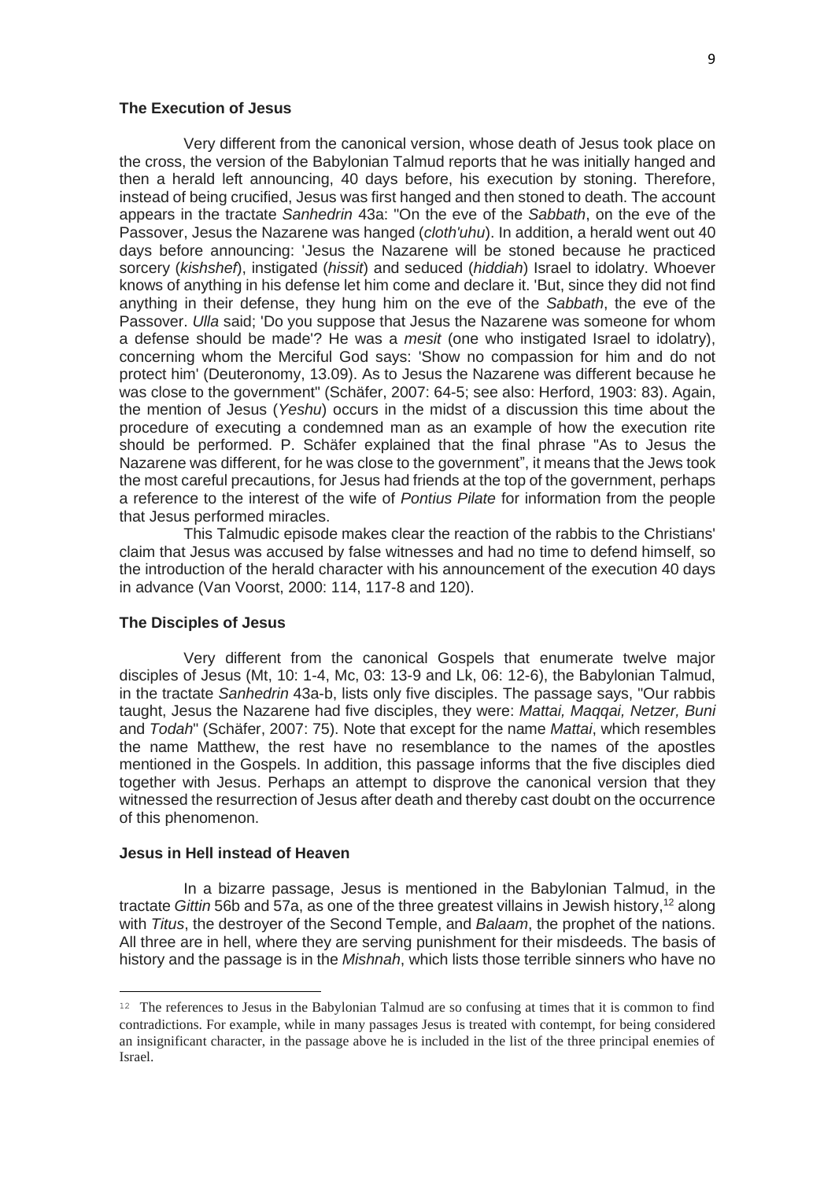### **The Execution of Jesus**

Very different from the canonical version, whose death of Jesus took place on the cross, the version of the Babylonian Talmud reports that he was initially hanged and then a herald left announcing, 40 days before, his execution by stoning. Therefore, instead of being crucified, Jesus was first hanged and then stoned to death. The account appears in the tractate *Sanhedrin* 43a: "On the eve of the *Sabbath*, on the eve of the Passover, Jesus the Nazarene was hanged (*cloth'uhu*). In addition, a herald went out 40 days before announcing: 'Jesus the Nazarene will be stoned because he practiced sorcery (*kishshef*), instigated (*hissit*) and seduced (*hiddiah*) Israel to idolatry. Whoever knows of anything in his defense let him come and declare it. 'But, since they did not find anything in their defense, they hung him on the eve of the *Sabbath*, the eve of the Passover. *Ulla* said; 'Do you suppose that Jesus the Nazarene was someone for whom a defense should be made'? He was a *mesit* (one who instigated Israel to idolatry), concerning whom the Merciful God says: 'Show no compassion for him and do not protect him' (Deuteronomy, 13.09). As to Jesus the Nazarene was different because he was close to the government" (Schäfer, 2007: 64-5; see also: Herford, 1903: 83). Again, the mention of Jesus (*Yeshu*) occurs in the midst of a discussion this time about the procedure of executing a condemned man as an example of how the execution rite should be performed. P. Schäfer explained that the final phrase "As to Jesus the Nazarene was different, for he was close to the government", it means that the Jews took the most careful precautions, for Jesus had friends at the top of the government, perhaps a reference to the interest of the wife of *Pontius Pilate* for information from the people that Jesus performed miracles.

This Talmudic episode makes clear the reaction of the rabbis to the Christians' claim that Jesus was accused by false witnesses and had no time to defend himself, so the introduction of the herald character with his announcement of the execution 40 days in advance (Van Voorst, 2000: 114, 117-8 and 120).

### **The Disciples of Jesus**

Very different from the canonical Gospels that enumerate twelve major disciples of Jesus (Mt, 10: 1-4, Mc, 03: 13-9 and Lk, 06: 12-6), the Babylonian Talmud, in the tractate *Sanhedrin* 43a-b, lists only five disciples. The passage says, "Our rabbis taught, Jesus the Nazarene had five disciples, they were: *Mattai, Maqqai, Netzer, Buni* and *Todah*" (Schäfer, 2007: 75). Note that except for the name *Mattai*, which resembles the name Matthew, the rest have no resemblance to the names of the apostles mentioned in the Gospels. In addition, this passage informs that the five disciples died together with Jesus. Perhaps an attempt to disprove the canonical version that they witnessed the resurrection of Jesus after death and thereby cast doubt on the occurrence of this phenomenon.

### **Jesus in Hell instead of Heaven**

In a bizarre passage, Jesus is mentioned in the Babylonian Talmud, in the tractate *Gittin* 56b and 57a, as one of the three greatest villains in Jewish history,[12] along with *Titus*, the destroyer of the Second Temple, and *Balaam*, the prophet of the nations. All three are in hell, where they are serving punishment for their misdeeds. The basis of history and the passage is in the *Mishnah*, which lists those terrible sinners who have no

---

[12] The references to Jesus in the Babylonian Talmud are so confusing at times that it is common to find contradictions. For example, while in many passages Jesus is treated with contempt, for being considered an insignificant character, in the passage above he is included in the list of the three principal enemies of Israel.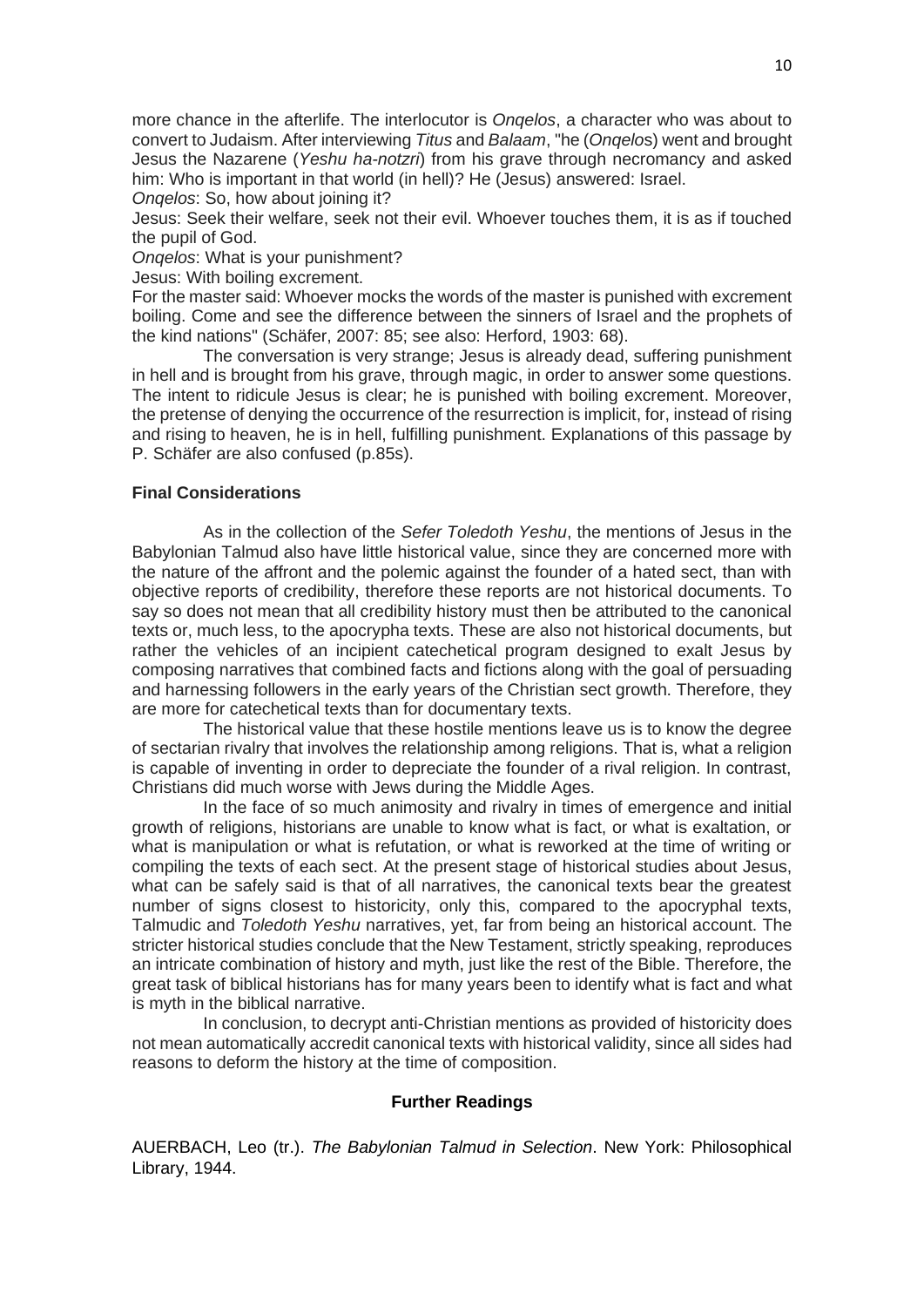more chance in the afterlife. The interlocutor is *Onqelos*, a character who was about to convert to Judaism. After interviewing *Titus* and *Balaam*, "he (*Onqelo*s) went and brought Jesus the Nazarene (*Yeshu ha-notzri*) from his grave through necromancy and asked him: Who is important in that world (in hell)? He (Jesus) answered: Israel.

*Onqelos*: So, how about joining it?

Jesus: Seek their welfare, seek not their evil. Whoever touches them, it is as if touched the pupil of God.

*Onqelos*: What is your punishment?

Jesus: With boiling excrement.

For the master said: Whoever mocks the words of the master is punished with excrement boiling. Come and see the difference between the sinners of Israel and the prophets of the kind nations" (Schäfer, 2007: 85; see also: Herford, 1903: 68).

The conversation is very strange; Jesus is already dead, suffering punishment in hell and is brought from his grave, through magic, in order to answer some questions. The intent to ridicule Jesus is clear; he is punished with boiling excrement. Moreover, the pretense of denying the occurrence of the resurrection is implicit, for, instead of rising and rising to heaven, he is in hell, fulfilling punishment. Explanations of this passage by P. Schäfer are also confused (p.85s).

## Final Considerations

As in the collection of the *Sefer Toledoth Yeshu*, the mentions of Jesus in the Babylonian Talmud also have little historical value, since they are concerned more with the nature of the affront and the polemic against the founder of a hated sect, than with objective reports of credibility, therefore these reports are not historical documents. To say so does not mean that all credibility history must then be attributed to the canonical texts or, much less, to the apocrypha texts. These are also not historical documents, but rather the vehicles of an incipient catechetical program designed to exalt Jesus by composing narratives that combined facts and fictions along with the goal of persuading and harnessing followers in the early years of the Christian sect growth. Therefore, they are more for catechetical texts than for documentary texts.

The historical value that these hostile mentions leave us is to know the degree of sectarian rivalry that involves the relationship among religions. That is, what a religion is capable of inventing in order to depreciate the founder of a rival religion. In contrast, Christians did much worse with Jews during the Middle Ages.

In the face of so much animosity and rivalry in times of emergence and initial growth of religions, historians are unable to know what is fact, or what is exaltation, or what is manipulation or what is refutation, or what is reworked at the time of writing or compiling the texts of each sect. At the present stage of historical studies about Jesus, what can be safely said is that of all narratives, the canonical texts bear the greatest number of signs closest to historicity, only this, compared to the apocryphal texts, Talmudic and *Toledoth Yeshu* narratives, yet, far from being an historical account. The stricter historical studies conclude that the New Testament, strictly speaking, reproduces an intricate combination of history and myth, just like the rest of the Bible. Therefore, the great task of biblical historians has for many years been to identify what is fact and what is myth in the biblical narrative.

In conclusion, to decrypt anti-Christian mentions as provided of historicity does not mean automatically accredit canonical texts with historical validity, since all sides had reasons to deform the history at the time of composition.

## Further Readings

AUERBACH, Leo (tr.). *The Babylonian Talmud in Selection*. New York: Philosophical Library, 1944.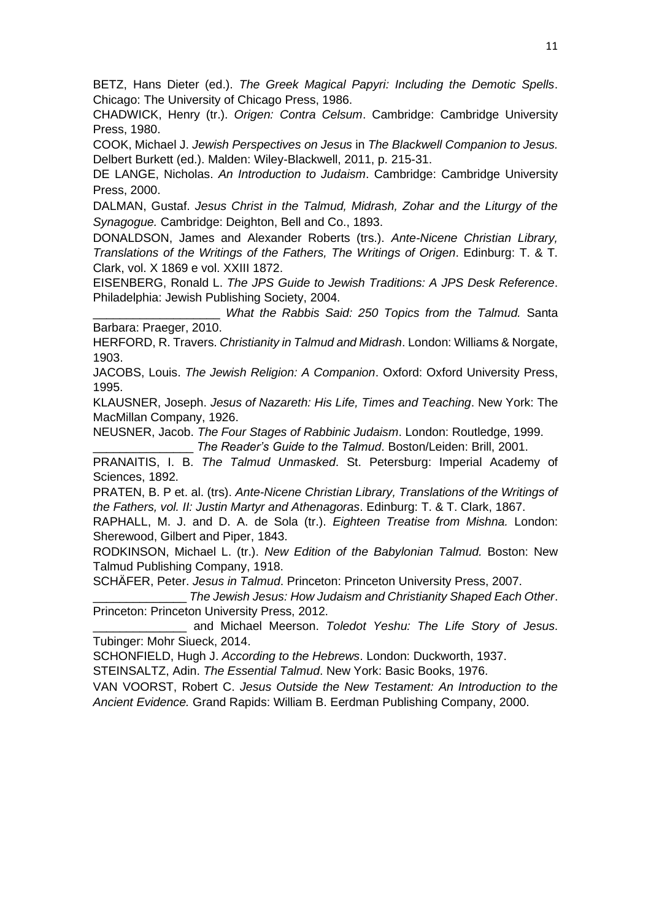BETZ, Hans Dieter (ed.). *The Greek Magical Papyri: Including the Demotic Spells*. Chicago: The University of Chicago Press, 1986.

CHADWICK, Henry (tr.). *Origen: Contra Celsum*. Cambridge: Cambridge University Press, 1980.

COOK, Michael J. *Jewish Perspectives on Jesus* in *The Blackwell Companion to Jesus.* Delbert Burkett (ed.). Malden: Wiley-Blackwell, 2011, p. 215-31.

DE LANGE, Nicholas. *An Introduction to Judaism*. Cambridge: Cambridge University Press, 2000.

DALMAN, Gustaf. *Jesus Christ in the Talmud, Midrash, Zohar and the Liturgy of the Synagogue.* Cambridge: Deighton, Bell and Co., 1893.

DONALDSON, James and Alexander Roberts (trs.). *Ante-Nicene Christian Library, Translations of the Writings of the Fathers, The Writings of Origen*. Edinburg: T. & T. Clark, vol. X 1869 e vol. XXIII 1872.

EISENBERG, Ronald L. *The JPS Guide to Jewish Traditions: A JPS Desk Reference*. Philadelphia: Jewish Publishing Society, 2004.

___________________ *What the Rabbis Said: 250 Topics from the Talmud.* Santa Barbara: Praeger, 2010.

HERFORD, R. Travers. *Christianity in Talmud and Midrash*. London: Williams & Norgate, 1903.

JACOBS, Louis. *The Jewish Religion: A Companion*. Oxford: Oxford University Press, 1995.

KLAUSNER, Joseph. *Jesus of Nazareth: His Life, Times and Teaching*. New York: The MacMillan Company, 1926.

NEUSNER, Jacob. *The Four Stages of Rabbinic Judaism*. London: Routledge, 1999.

_______________ *The Reader's Guide to the Talmud*. Boston/Leiden: Brill, 2001.

PRANAITIS, I. B. *The Talmud Unmasked*. St. Petersburg: Imperial Academy of Sciences, 1892.

PRATEN, B. P et. al. (trs). *Ante-Nicene Christian Library, Translations of the Writings of the Fathers, vol. II: Justin Martyr and Athenagoras*. Edinburg: T. & T. Clark, 1867.

RAPHALL, M. J. and D. A. de Sola (tr.). *Eighteen Treatise from Mishna.* London: Sherewood, Gilbert and Piper, 1843.

RODKINSON, Michael L. (tr.). *New Edition of the Babylonian Talmud.* Boston: New Talmud Publishing Company, 1918.

SCHÄFER, Peter. *Jesus in Talmud*. Princeton: Princeton University Press, 2007.

______________ *The Jewish Jesus: How Judaism and Christianity Shaped Each Other*. Princeton: Princeton University Press, 2012.

______________ and Michael Meerson. *Toledot Yeshu: The Life Story of Jesus*. Tubinger: Mohr Siueck, 2014.

SCHONFIELD, Hugh J. *According to the Hebrews*. London: Duckworth, 1937.

STEINSALTZ, Adin. *The Essential Talmud*. New York: Basic Books, 1976.

VAN VOORST, Robert C. *Jesus Outside the New Testament: An Introduction to the Ancient Evidence.* Grand Rapids: William B. Eerdman Publishing Company, 2000.